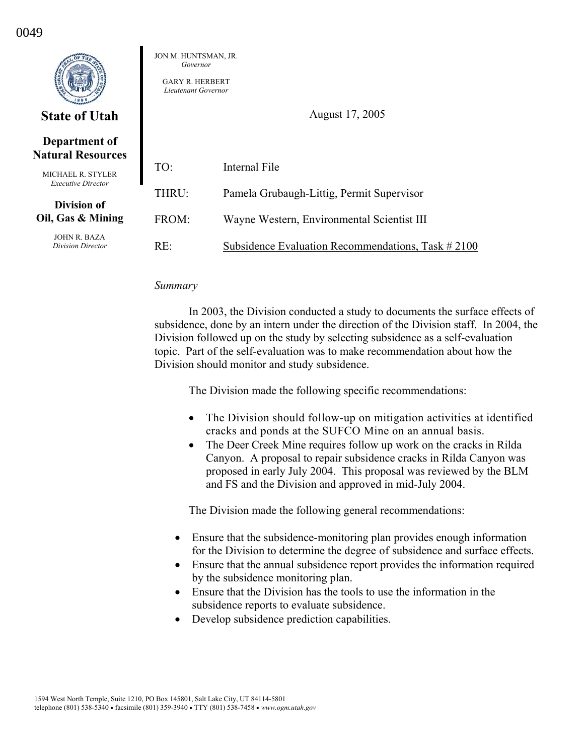0049

**State of Utah**

**Department of Natural Resources**

MICHAEL R. STYLER
*Executive Director*

**Division of Oil, Gas & Mining**

JOHN R. BAZA
*Division Director*

JON M. HUNTSMAN, JR.
*Governor*

GARY R. HERBERT
*Lieutenant Governor*

August 17, 2005

TO: Internal File

THRU: Pamela Grubaugh-Littig, Permit Supervisor

FROM: Wayne Western, Environmental Scientist III

RE: Subsidence Evaluation Recommendations, Task # 2100

*Summary*

In 2003, the Division conducted a study to documents the surface effects of subsidence, done by an intern under the direction of the Division staff. In 2004, the Division followed up on the study by selecting subsidence as a self-evaluation topic. Part of the self-evaluation was to make recommendation about how the Division should monitor and study subsidence.

The Division made the following specific recommendations:

- The Division should follow-up on mitigation activities at identified cracks and ponds at the SUFCO Mine on an annual basis.
- The Deer Creek Mine requires follow up work on the cracks in Rilda Canyon. A proposal to repair subsidence cracks in Rilda Canyon was proposed in early July 2004. This proposal was reviewed by the BLM and FS and the Division and approved in mid-July 2004.

The Division made the following general recommendations:

- Ensure that the subsidence-monitoring plan provides enough information for the Division to determine the degree of subsidence and surface effects.
- Ensure that the annual subsidence report provides the information required by the subsidence monitoring plan.
- Ensure that the Division has the tools to use the information in the subsidence reports to evaluate subsidence.
- Develop subsidence prediction capabilities.

1594 West North Temple, Suite 1210, PO Box 145801, Salt Lake City, UT 84114-5801
telephone (801) 538-5340 • facsimile (801) 359-3940 • TTY (801) 538-7458 • *www.ogm.utah.gov*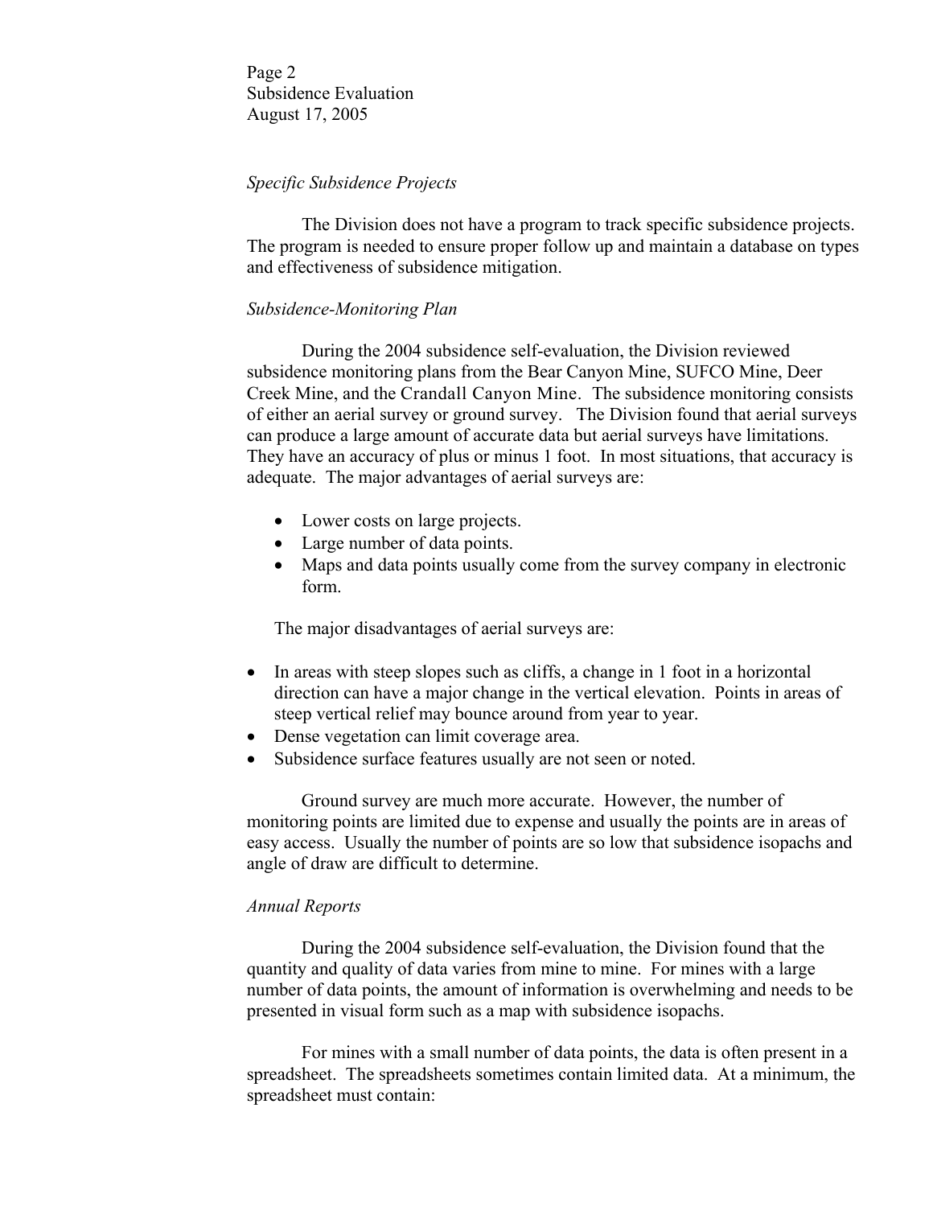*Specific Subsidence Projects*

The Division does not have a program to track specific subsidence projects. The program is needed to ensure proper follow up and maintain a database on types and effectiveness of subsidence mitigation.

*Subsidence-Monitoring Plan*

During the 2004 subsidence self-evaluation, the Division reviewed subsidence monitoring plans from the Bear Canyon Mine, SUFCO Mine, Deer Creek Mine, and the Crandall Canyon Mine. The subsidence monitoring consists of either an aerial survey or ground survey. The Division found that aerial surveys can produce a large amount of accurate data but aerial surveys have limitations. They have an accuracy of plus or minus 1 foot. In most situations, that accuracy is adequate. The major advantages of aerial surveys are:

- Lower costs on large projects.
- Large number of data points.
- Maps and data points usually come from the survey company in electronic form.

The major disadvantages of aerial surveys are:

- In areas with steep slopes such as cliffs, a change in 1 foot in a horizontal direction can have a major change in the vertical elevation. Points in areas of steep vertical relief may bounce around from year to year.
- Dense vegetation can limit coverage area.
- Subsidence surface features usually are not seen or noted.

Ground survey are much more accurate. However, the number of monitoring points are limited due to expense and usually the points are in areas of easy access. Usually the number of points are so low that subsidence isopachs and angle of draw are difficult to determine.

*Annual Reports*

During the 2004 subsidence self-evaluation, the Division found that the quantity and quality of data varies from mine to mine. For mines with a large number of data points, the amount of information is overwhelming and needs to be presented in visual form such as a map with subsidence isopachs.

For mines with a small number of data points, the data is often present in a spreadsheet. The spreadsheets sometimes contain limited data. At a minimum, the spreadsheet must contain: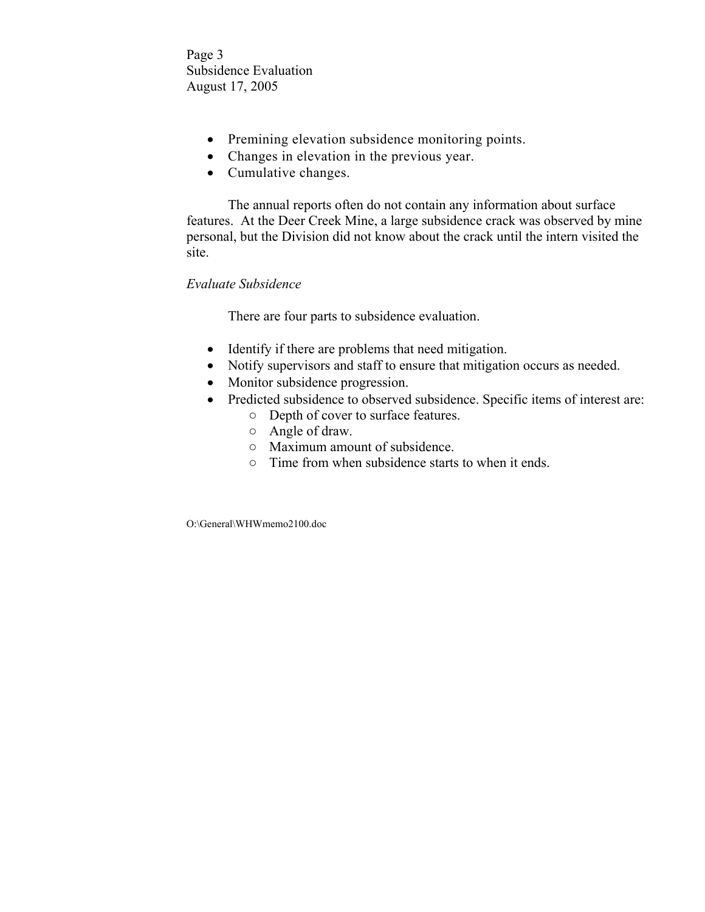- Premining elevation subsidence monitoring points.
- Changes in elevation in the previous year.
- Cumulative changes.

The annual reports often do not contain any information about surface features. At the Deer Creek Mine, a large subsidence crack was observed by mine personal, but the Division did not know about the crack until the intern visited the site.

*Evaluate Subsidence*

There are four parts to subsidence evaluation.

- Identify if there are problems that need mitigation.
- Notify supervisors and staff to ensure that mitigation occurs as needed.
- Monitor subsidence progression.
- Predicted subsidence to observed subsidence. Specific items of interest are:
  - Depth of cover to surface features.
  - Angle of draw.
  - Maximum amount of subsidence.
  - Time from when subsidence starts to when it ends.

O:\General\WHWmemo2100.doc